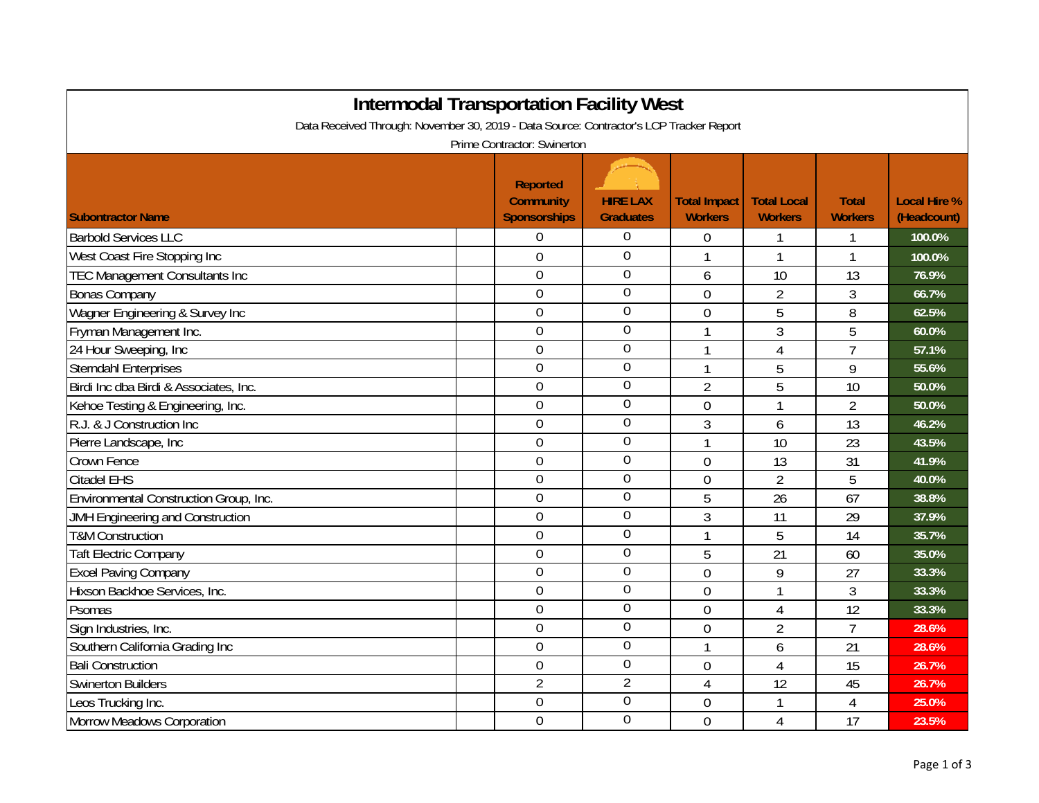# Intermodal Transportation Facility West

Data Received Through: November 30, 2019 - Data Source: Contractor's LCP Tracker Report

Prime Contractor: Swinerton

| Subcontractor Name | Reported Community Sponsorships | HIRE LAX Graduates | Total Impact Workers | Total Local Workers | Total Workers | Local Hire % (Headcount) |
|---|---|---|---|---|---|---|
| Barbold Services LLC | 0 | 0 | 0 | 1 | 1 | 100.0% |
| West Coast Fire Stopping Inc | 0 | 0 | 1 | 1 | 1 | 100.0% |
| TEC Management Consultants Inc | 0 | 0 | 6 | 10 | 13 | 76.9% |
| Bonas Company | 0 | 0 | 0 | 2 | 3 | 66.7% |
| Wagner Engineering & Survey Inc | 0 | 0 | 0 | 5 | 8 | 62.5% |
| Fryman Management Inc. | 0 | 0 | 1 | 3 | 5 | 60.0% |
| 24 Hour Sweeping, Inc | 0 | 0 | 1 | 4 | 7 | 57.1% |
| Sterndahl Enterprises | 0 | 0 | 1 | 5 | 9 | 55.6% |
| Birdi Inc dba Birdi & Associates, Inc. | 0 | 0 | 2 | 5 | 10 | 50.0% |
| Kehoe Testing & Engineering, Inc. | 0 | 0 | 0 | 1 | 2 | 50.0% |
| R.J. & J Construction Inc | 0 | 0 | 3 | 6 | 13 | 46.2% |
| Pierre Landscape, Inc | 0 | 0 | 1 | 10 | 23 | 43.5% |
| Crown Fence | 0 | 0 | 0 | 13 | 31 | 41.9% |
| Citadel EHS | 0 | 0 | 0 | 2 | 5 | 40.0% |
| Environmental Construction Group, Inc. | 0 | 0 | 5 | 26 | 67 | 38.8% |
| JMH Engineering and Construction | 0 | 0 | 3 | 11 | 29 | 37.9% |
| T&M Construction | 0 | 0 | 1 | 5 | 14 | 35.7% |
| Taft Electric Company | 0 | 0 | 5 | 21 | 60 | 35.0% |
| Excel Paving Company | 0 | 0 | 0 | 9 | 27 | 33.3% |
| Hixson Backhoe Services, Inc. | 0 | 0 | 0 | 1 | 3 | 33.3% |
| Psomas | 0 | 0 | 0 | 4 | 12 | 33.3% |
| Sign Industries, Inc. | 0 | 0 | 0 | 2 | 7 | 28.6% |
| Southern California Grading Inc | 0 | 0 | 1 | 6 | 21 | 28.6% |
| Bali Construction | 0 | 0 | 0 | 4 | 15 | 26.7% |
| Swinerton Builders | 2 | 2 | 4 | 12 | 45 | 26.7% |
| Leos Trucking Inc. | 0 | 0 | 0 | 1 | 4 | 25.0% |
| Morrow Meadows Corporation | 0 | 0 | 0 | 4 | 17 | 23.5% |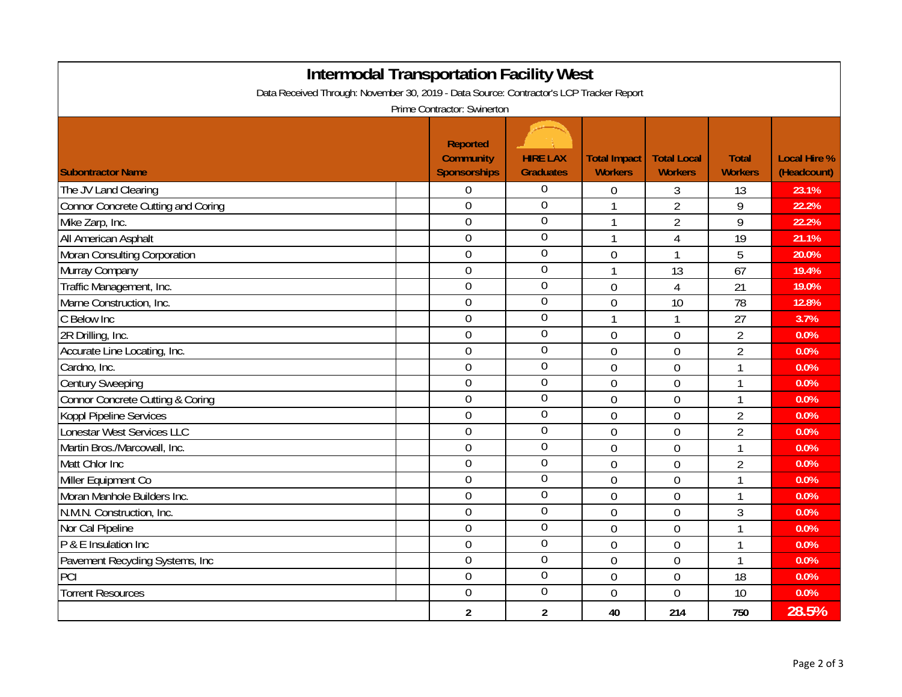# Intermodal Transportation Facility West

Data Received Through: November 30, 2019 - Data Source: Contractor's LCP Tracker Report

Prime Contractor: Swinerton

| Subontractor Name | Reported Community Sponsorships | HIRE LAX Graduates | Total Impact Workers | Total Local Workers | Total Workers | Local Hire % (Headcount) |
|---|---|---|---|---|---|---|
| The JV Land Clearing | 0 | 0 | 0 | 3 | 13 | 23.1% |
| Connor Concrete Cutting and Coring | 0 | 0 | 1 | 2 | 9 | 22.2% |
| Mike Zarp, Inc. | 0 | 0 | 1 | 2 | 9 | 22.2% |
| All American Asphalt | 0 | 0 | 1 | 4 | 19 | 21.1% |
| Moran Consulting Corporation | 0 | 0 | 0 | 1 | 5 | 20.0% |
| Murray Company | 0 | 0 | 1 | 13 | 67 | 19.4% |
| Traffic Management, Inc. | 0 | 0 | 0 | 4 | 21 | 19.0% |
| Marne Construction, Inc. | 0 | 0 | 0 | 10 | 78 | 12.8% |
| C Below Inc | 0 | 0 | 1 | 1 | 27 | 3.7% |
| 2R Drilling, Inc. | 0 | 0 | 0 | 0 | 2 | 0.0% |
| Accurate Line Locating, Inc. | 0 | 0 | 0 | 0 | 2 | 0.0% |
| Cardno, Inc. | 0 | 0 | 0 | 0 | 1 | 0.0% |
| Century Sweeping | 0 | 0 | 0 | 0 | 1 | 0.0% |
| Connor Concrete Cutting & Coring | 0 | 0 | 0 | 0 | 1 | 0.0% |
| Koppl Pipeline Services | 0 | 0 | 0 | 0 | 2 | 0.0% |
| Lonestar West Services LLC | 0 | 0 | 0 | 0 | 2 | 0.0% |
| Martin Bros./Marcowall, Inc. | 0 | 0 | 0 | 0 | 1 | 0.0% |
| Matt Chlor Inc | 0 | 0 | 0 | 0 | 2 | 0.0% |
| Miller Equipment Co | 0 | 0 | 0 | 0 | 1 | 0.0% |
| Moran Manhole Builders Inc. | 0 | 0 | 0 | 0 | 1 | 0.0% |
| N.M.N. Construction, Inc. | 0 | 0 | 0 | 0 | 3 | 0.0% |
| Nor Cal Pipeline | 0 | 0 | 0 | 0 | 1 | 0.0% |
| P & E Insulation Inc | 0 | 0 | 0 | 0 | 1 | 0.0% |
| Pavement Recycling Systems, Inc | 0 | 0 | 0 | 0 | 1 | 0.0% |
| PCI | 0 | 0 | 0 | 0 | 18 | 0.0% |
| Torrent Resources | 0 | 0 | 0 | 0 | 10 | 0.0% |
| | **2** | **2** | **40** | **214** | **750** | **28.5%** |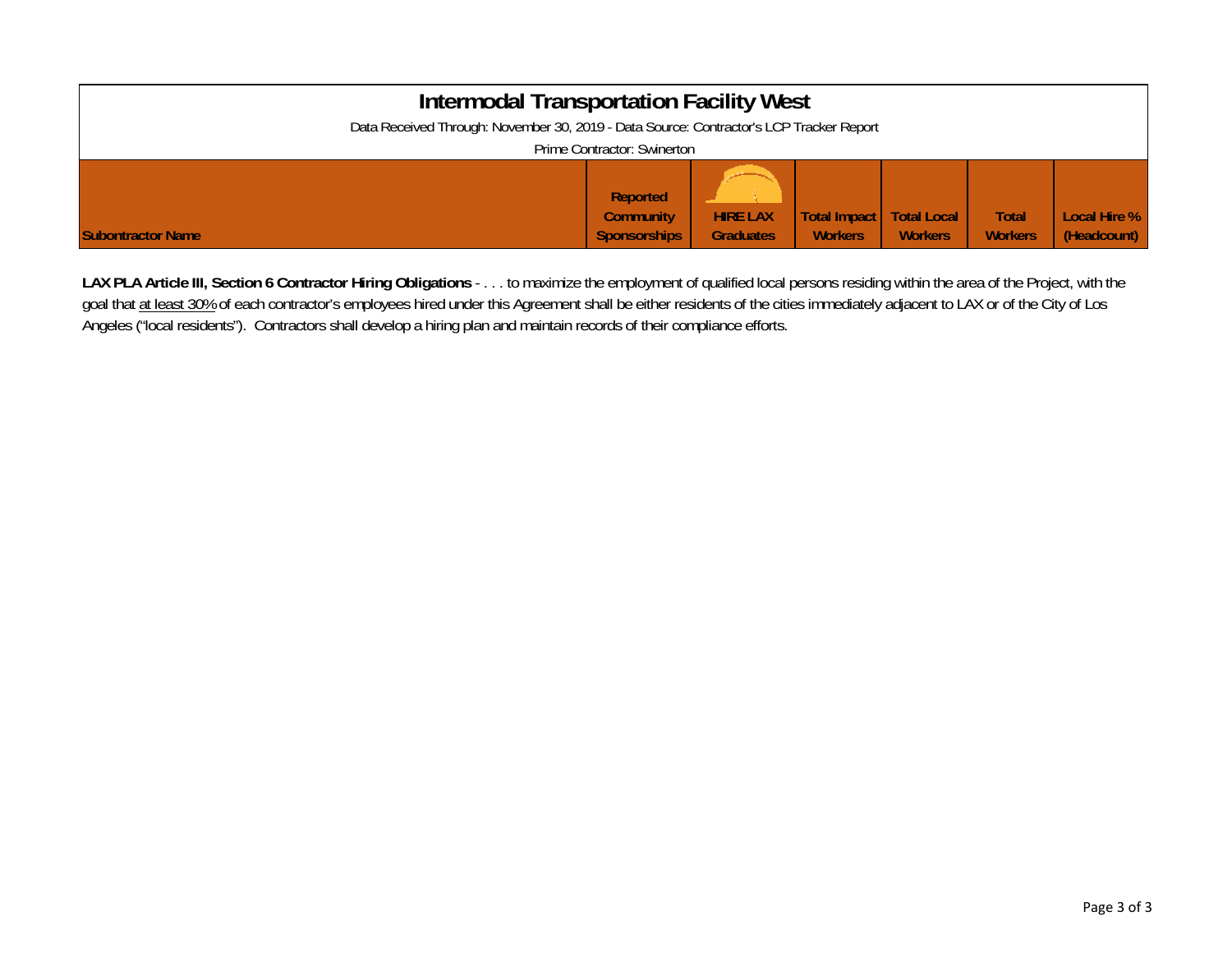# Intermodal Transportation Facility West

Data Received Through: November 30, 2019 - Data Source: Contractor's LCP Tracker Report

Prime Contractor: Swinerton

| Subcontractor Name | Reported Community Sponsorships | HIRE LAX Graduates | Total Impact Workers | Total Local Workers | Total Workers | Local Hire % (Headcount) |
|---|---|---|---|---|---|---|

**LAX PLA Article III, Section 6 Contractor Hiring Obligations** - . . . to maximize the employment of qualified local persons residing within the area of the Project, with the goal that at least 30% of each contractor's employees hired under this Agreement shall be either residents of the cities immediately adjacent to LAX or of the City of Los Angeles ("local residents"). Contractors shall develop a hiring plan and maintain records of their compliance efforts.